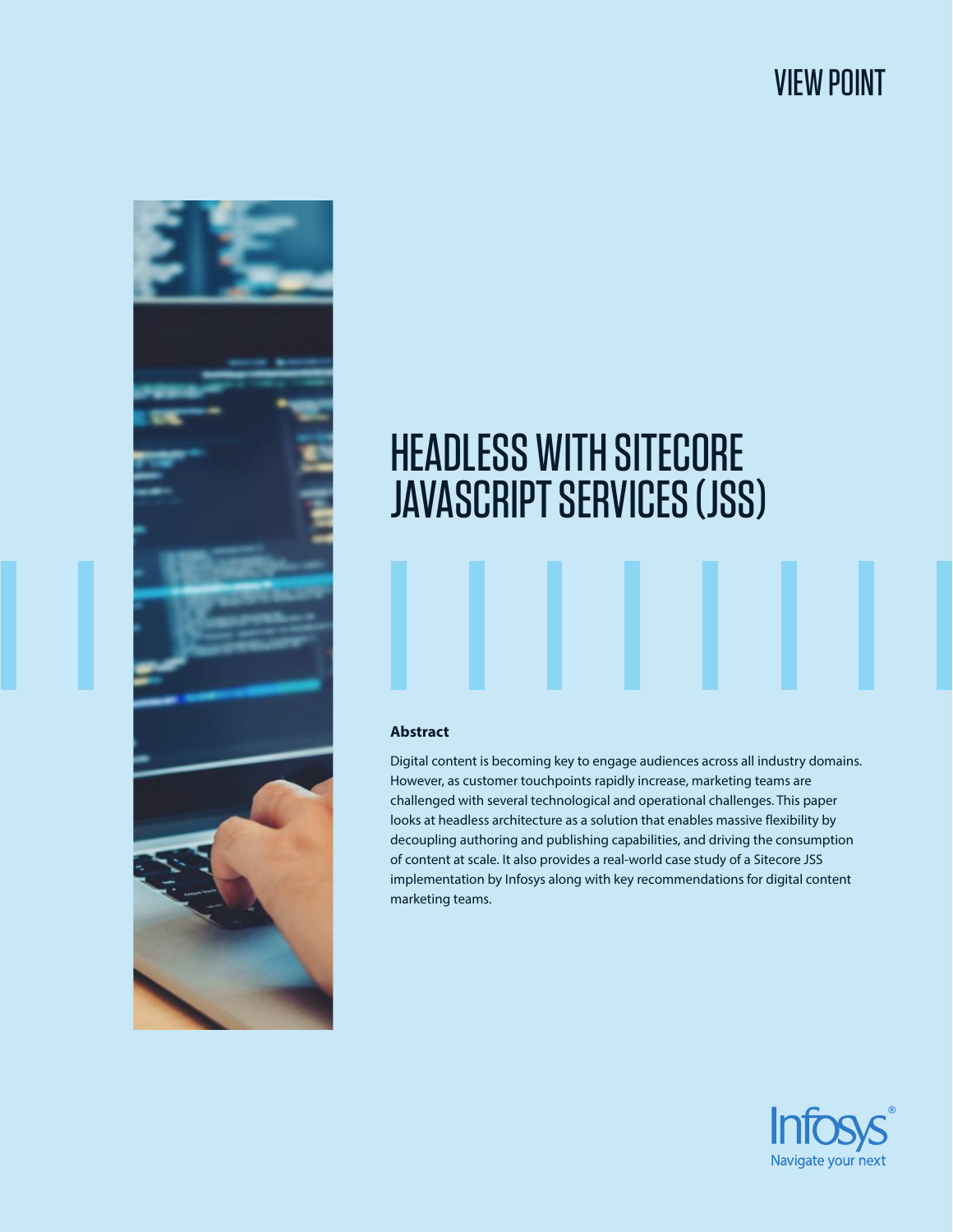VIEW POINT

# HEADLESS WITH SITECORE JAVASCRIPT SERVICES (JSS)

### Abstract

Digital content is becoming key to engage audiences across all industry domains. However, as customer touchpoints rapidly increase, marketing teams are challenged with several technological and operational challenges. This paper looks at headless architecture as a solution that enables massive flexibility by decoupling authoring and publishing capabilities, and driving the consumption of content at scale. It also provides a real-world case study of a Sitecore JSS implementation by Infosys along with key recommendations for digital content marketing teams.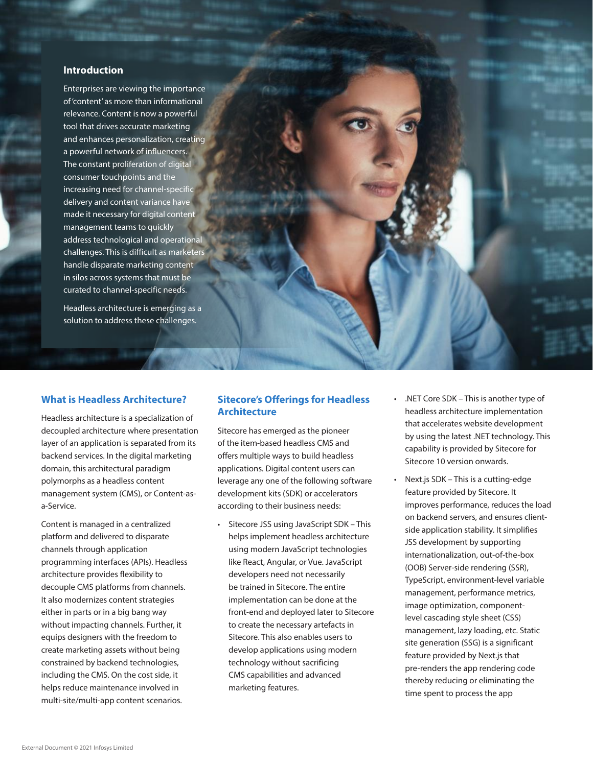## Introduction

Enterprises are viewing the importance of 'content' as more than informational relevance. Content is now a powerful tool that drives accurate marketing and enhances personalization, creating a powerful network of influencers. The constant proliferation of digital consumer touchpoints and the increasing need for channel-specific delivery and content variance have made it necessary for digital content management teams to quickly address technological and operational challenges. This is difficult as marketers handle disparate marketing content in silos across systems that must be curated to channel-specific needs.

Headless architecture is emerging as a solution to address these challenges.

## What is Headless Architecture?

Headless architecture is a specialization of decoupled architecture where presentation layer of an application is separated from its backend services. In the digital marketing domain, this architectural paradigm polymorphs as a headless content management system (CMS), or Content-as-a-Service.

Content is managed in a centralized platform and delivered to disparate channels through application programming interfaces (APIs). Headless architecture provides flexibility to decouple CMS platforms from channels. It also modernizes content strategies either in parts or in a big bang way without impacting channels. Further, it equips designers with the freedom to create marketing assets without being constrained by backend technologies, including the CMS. On the cost side, it helps reduce maintenance involved in multi-site/multi-app content scenarios.

## Sitecore's Offerings for Headless Architecture

Sitecore has emerged as the pioneer of the item-based headless CMS and offers multiple ways to build headless applications. Digital content users can leverage any one of the following software development kits (SDK) or accelerators according to their business needs:

- Sitecore JSS using JavaScript SDK – This helps implement headless architecture using modern JavaScript technologies like React, Angular, or Vue. JavaScript developers need not necessarily be trained in Sitecore. The entire implementation can be done at the front-end and deployed later to Sitecore to create the necessary artefacts in Sitecore. This also enables users to develop applications using modern technology without sacrificing CMS capabilities and advanced marketing features.
- .NET Core SDK – This is another type of headless architecture implementation that accelerates website development by using the latest .NET technology. This capability is provided by Sitecore for Sitecore 10 version onwards.
- Next.js SDK – This is a cutting-edge feature provided by Sitecore. It improves performance, reduces the load on backend servers, and ensures client-side application stability. It simplifies JSS development by supporting internationalization, out-of-the-box (OOB) Server-side rendering (SSR), TypeScript, environment-level variable management, performance metrics, image optimization, component-level cascading style sheet (CSS) management, lazy loading, etc. Static site generation (SSG) is a significant feature provided by Next.js that pre-renders the app rendering code thereby reducing or eliminating the time spent to process the app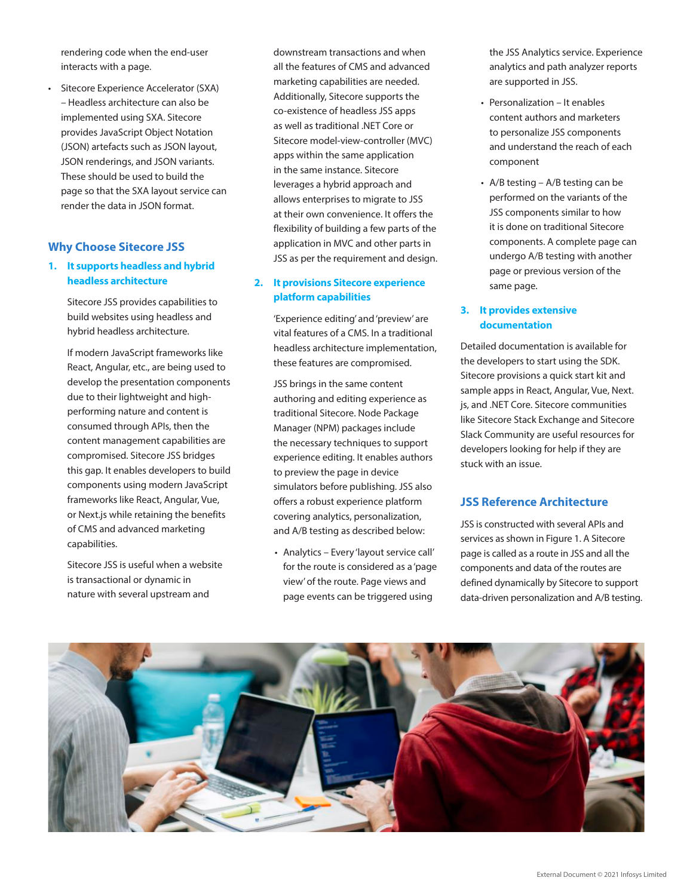rendering code when the end-user interacts with a page.

- Sitecore Experience Accelerator (SXA) – Headless architecture can also be implemented using SXA. Sitecore provides JavaScript Object Notation (JSON) artefacts such as JSON layout, JSON renderings, and JSON variants. These should be used to build the page so that the SXA layout service can render the data in JSON format.

## Why Choose Sitecore JSS

### 1. It supports headless and hybrid headless architecture

Sitecore JSS provides capabilities to build websites using headless and hybrid headless architecture.

If modern JavaScript frameworks like React, Angular, etc., are being used to develop the presentation components due to their lightweight and high-performing nature and content is consumed through APIs, then the content management capabilities are compromised. Sitecore JSS bridges this gap. It enables developers to build components using modern JavaScript frameworks like React, Angular, Vue, or Next.js while retaining the benefits of CMS and advanced marketing capabilities.

Sitecore JSS is useful when a website is transactional or dynamic in nature with several upstream and downstream transactions and when all the features of CMS and advanced marketing capabilities are needed. Additionally, Sitecore supports the co-existence of headless JSS apps as well as traditional .NET Core or Sitecore model-view-controller (MVC) apps within the same application in the same instance. Sitecore leverages a hybrid approach and allows enterprises to migrate to JSS at their own convenience. It offers the flexibility of building a few parts of the application in MVC and other parts in JSS as per the requirement and design.

### 2. It provisions Sitecore experience platform capabilities

'Experience editing' and 'preview' are vital features of a CMS. In a traditional headless architecture implementation, these features are compromised.

JSS brings in the same content authoring and editing experience as traditional Sitecore. Node Package Manager (NPM) packages include the necessary techniques to support experience editing. It enables authors to preview the page in device simulators before publishing. JSS also offers a robust experience platform covering analytics, personalization, and A/B testing as described below:

- Analytics – Every 'layout service call' for the route is considered as a 'page view' of the route. Page views and page events can be triggered using the JSS Analytics service. Experience analytics and path analyzer reports are supported in JSS.
- Personalization – It enables content authors and marketers to personalize JSS components and understand the reach of each component
- A/B testing – A/B testing can be performed on the variants of the JSS components similar to how it is done on traditional Sitecore components. A complete page can undergo A/B testing with another page or previous version of the same page.

### 3. It provides extensive documentation

Detailed documentation is available for the developers to start using the SDK. Sitecore provisions a quick start kit and sample apps in React, Angular, Vue, Next.js, and .NET Core. Sitecore communities like Sitecore Stack Exchange and Sitecore Slack Community are useful resources for developers looking for help if they are stuck with an issue.

## JSS Reference Architecture

JSS is constructed with several APIs and services as shown in Figure 1. A Sitecore page is called as a route in JSS and all the components and data of the routes are defined dynamically by Sitecore to support data-driven personalization and A/B testing.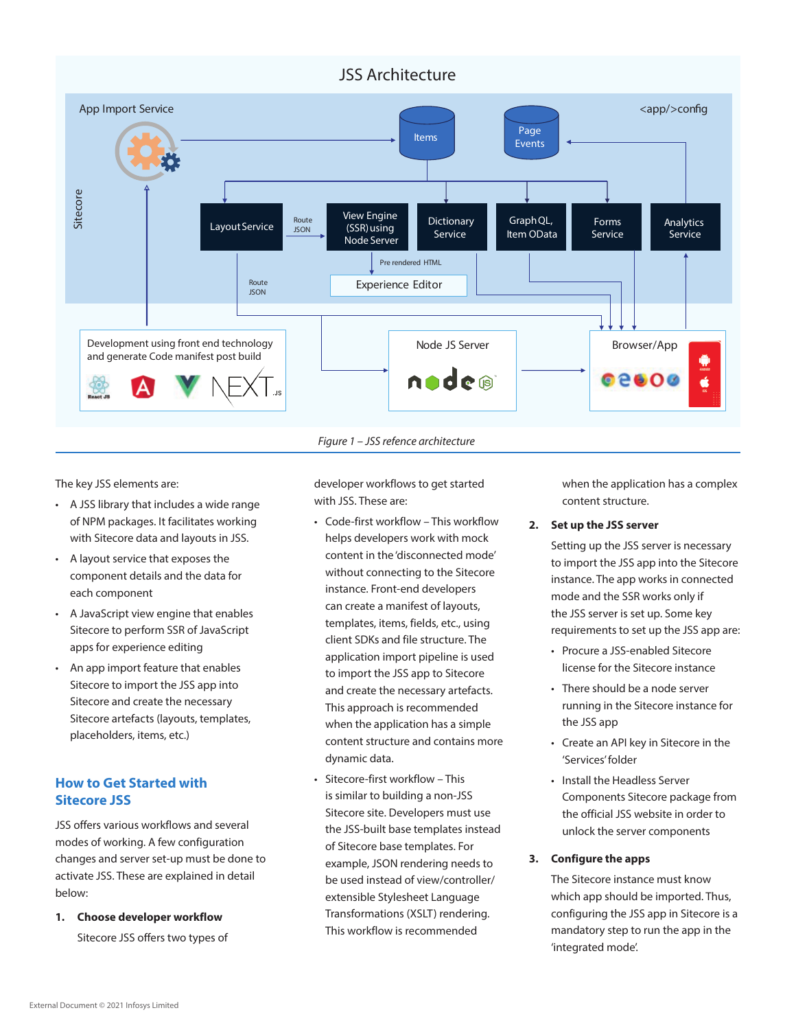*Figure 1 – JSS refence architecture*

The key JSS elements are:

- A JSS library that includes a wide range of NPM packages. It facilitates working with Sitecore data and layouts in JSS.
- A layout service that exposes the component details and the data for each component
- A JavaScript view engine that enables Sitecore to perform SSR of JavaScript apps for experience editing
- An app import feature that enables Sitecore to import the JSS app into Sitecore and create the necessary Sitecore artefacts (layouts, templates, placeholders, items, etc.)

## How to Get Started with Sitecore JSS

JSS offers various workflows and several modes of working. A few configuration changes and server set-up must be done to activate JSS. These are explained in detail below:

1. **Choose developer workflow**

   Sitecore JSS offers two types of developer workflows to get started with JSS. These are:

   - Code-first workflow – This workflow helps developers work with mock content in the 'disconnected mode' without connecting to the Sitecore instance. Front-end developers can create a manifest of layouts, templates, items, fields, etc., using client SDKs and file structure. The application import pipeline is used to import the JSS app to Sitecore and create the necessary artefacts. This approach is recommended when the application has a simple content structure and contains more dynamic data.
   - Sitecore-first workflow – This is similar to building a non-JSS Sitecore site. Developers must use the JSS-built base templates instead of Sitecore base templates. For example, JSON rendering needs to be used instead of view/controller/ extensible Stylesheet Language Transformations (XSLT) rendering. This workflow is recommended when the application has a complex content structure.

2. **Set up the JSS server**

   Setting up the JSS server is necessary to import the JSS app into the Sitecore instance. The app works in connected mode and the SSR works only if the JSS server is set up. Some key requirements to set up the JSS app are:

   - Procure a JSS-enabled Sitecore license for the Sitecore instance
   - There should be a node server running in the Sitecore instance for the JSS app
   - Create an API key in Sitecore in the 'Services' folder
   - Install the Headless Server Components Sitecore package from the official JSS website in order to unlock the server components

3. **Configure the apps**

   The Sitecore instance must know which app should be imported. Thus, configuring the JSS app in Sitecore is a mandatory step to run the app in the 'integrated mode'.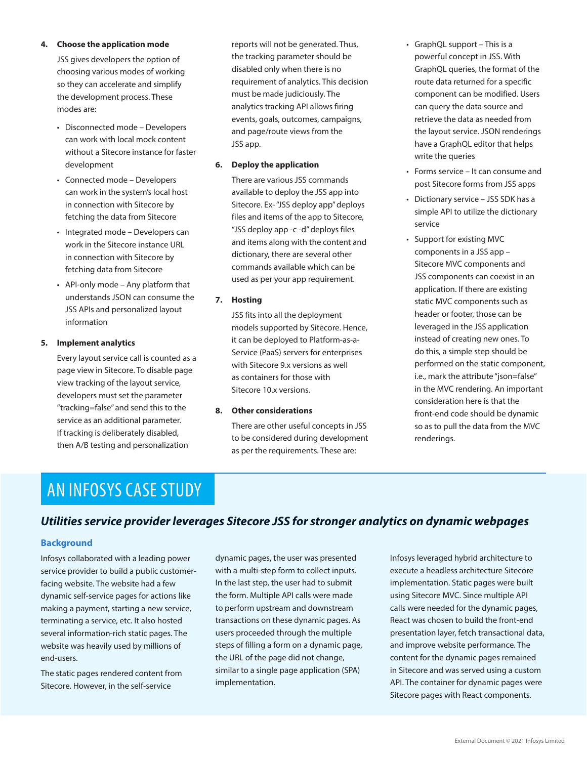4. **Choose the application mode**

   JSS gives developers the option of choosing various modes of working so they can accelerate and simplify the development process. These modes are:

   - Disconnected mode – Developers can work with local mock content without a Sitecore instance for faster development
   - Connected mode – Developers can work in the system's local host in connection with Sitecore by fetching the data from Sitecore
   - Integrated mode – Developers can work in the Sitecore instance URL in connection with Sitecore by fetching data from Sitecore
   - API-only mode – Any platform that understands JSON can consume the JSS APIs and personalized layout information

5. **Implement analytics**

   Every layout service call is counted as a page view in Sitecore. To disable page view tracking of the layout service, developers must set the parameter "tracking=false" and send this to the service as an additional parameter. If tracking is deliberately disabled, then A/B testing and personalization reports will not be generated. Thus, the tracking parameter should be disabled only when there is no requirement of analytics. This decision must be made judiciously. The analytics tracking API allows firing events, goals, outcomes, campaigns, and page/route views from the JSS app.

6. **Deploy the application**

   There are various JSS commands available to deploy the JSS app into Sitecore. Ex- "JSS deploy app" deploys files and items of the app to Sitecore, "JSS deploy app -c -d" deploys files and items along with the content and dictionary, there are several other commands available which can be used as per your app requirement.

7. **Hosting**

   JSS fits into all the deployment models supported by Sitecore. Hence, it can be deployed to Platform-as-a-Service (PaaS) servers for enterprises with Sitecore 9.x versions as well as containers for those with Sitecore 10.x versions.

8. **Other considerations**

   There are other useful concepts in JSS to be considered during development as per the requirements. These are:

   - GraphQL support – This is a powerful concept in JSS. With GraphQL queries, the format of the route data returned for a specific component can be modified. Users can query the data source and retrieve the data as needed from the layout service. JSON renderings have a GraphQL editor that helps write the queries
   - Forms service – It can consume and post Sitecore forms from JSS apps
   - Dictionary service – JSS SDK has a simple API to utilize the dictionary service
   - Support for existing MVC components in a JSS app – Sitecore MVC components and JSS components can coexist in an application. If there are existing static MVC components such as header or footer, those can be leveraged in the JSS application instead of creating new ones. To do this, a simple step should be performed on the static component, i.e., mark the attribute "json=false" in the MVC rendering. An important consideration here is that the front-end code should be dynamic so as to pull the data from the MVC renderings.

## AN INFOSYS CASE STUDY

### *Utilities service provider leverages Sitecore JSS for stronger analytics on dynamic webpages*

#### Background

Infosys collaborated with a leading power service provider to build a public customer-facing website. The website had a few dynamic self-service pages for actions like making a payment, starting a new service, terminating a service, etc. It also hosted several information-rich static pages. The website was heavily used by millions of end-users.

The static pages rendered content from Sitecore. However, in the self-service dynamic pages, the user was presented with a multi-step form to collect inputs. In the last step, the user had to submit the form. Multiple API calls were made to perform upstream and downstream transactions on these dynamic pages. As users proceeded through the multiple steps of filling a form on a dynamic page, the URL of the page did not change, similar to a single page application (SPA) implementation.

Infosys leveraged hybrid architecture to execute a headless architecture Sitecore implementation. Static pages were built using Sitecore MVC. Since multiple API calls were needed for the dynamic pages, React was chosen to build the front-end presentation layer, fetch transactional data, and improve website performance. The content for the dynamic pages remained in Sitecore and was served using a custom API. The container for dynamic pages were Sitecore pages with React components.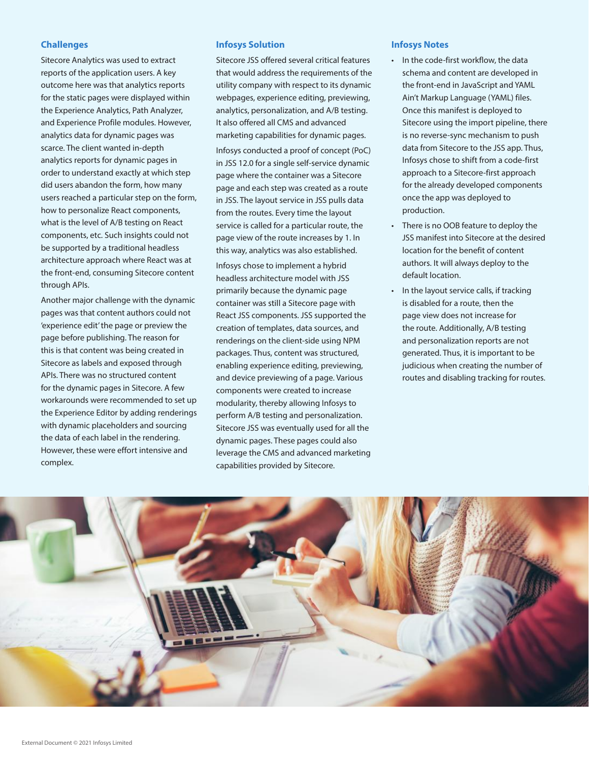## Challenges

Sitecore Analytics was used to extract reports of the application users. A key outcome here was that analytics reports for the static pages were displayed within the Experience Analytics, Path Analyzer, and Experience Profile modules. However, analytics data for dynamic pages was scarce. The client wanted in-depth analytics reports for dynamic pages in order to understand exactly at which step did users abandon the form, how many users reached a particular step on the form, how to personalize React components, what is the level of A/B testing on React components, etc. Such insights could not be supported by a traditional headless architecture approach where React was at the front-end, consuming Sitecore content through APIs.

Another major challenge with the dynamic pages was that content authors could not 'experience edit' the page or preview the page before publishing. The reason for this is that content was being created in Sitecore as labels and exposed through APIs. There was no structured content for the dynamic pages in Sitecore. A few workarounds were recommended to set up the Experience Editor by adding renderings with dynamic placeholders and sourcing the data of each label in the rendering. However, these were effort intensive and complex.

## Infosys Solution

Sitecore JSS offered several critical features that would address the requirements of the utility company with respect to its dynamic webpages, experience editing, previewing, analytics, personalization, and A/B testing. It also offered all CMS and advanced marketing capabilities for dynamic pages.

Infosys conducted a proof of concept (PoC) in JSS 12.0 for a single self-service dynamic page where the container was a Sitecore page and each step was created as a route in JSS. The layout service in JSS pulls data from the routes. Every time the layout service is called for a particular route, the page view of the route increases by 1. In this way, analytics was also established.

Infosys chose to implement a hybrid headless architecture model with JSS primarily because the dynamic page container was still a Sitecore page with React JSS components. JSS supported the creation of templates, data sources, and renderings on the client-side using NPM packages. Thus, content was structured, enabling experience editing, previewing, and device previewing of a page. Various components were created to increase modularity, thereby allowing Infosys to perform A/B testing and personalization. Sitecore JSS was eventually used for all the dynamic pages. These pages could also leverage the CMS and advanced marketing capabilities provided by Sitecore.

## Infosys Notes

- In the code-first workflow, the data schema and content are developed in the front-end in JavaScript and YAML Ain't Markup Language (YAML) files. Once this manifest is deployed to Sitecore using the import pipeline, there is no reverse-sync mechanism to push data from Sitecore to the JSS app. Thus, Infosys chose to shift from a code-first approach to a Sitecore-first approach for the already developed components once the app was deployed to production.
- There is no OOB feature to deploy the JSS manifest into Sitecore at the desired location for the benefit of content authors. It will always deploy to the default location.
- In the layout service calls, if tracking is disabled for a route, then the page view does not increase for the route. Additionally, A/B testing and personalization reports are not generated. Thus, it is important to be judicious when creating the number of routes and disabling tracking for routes.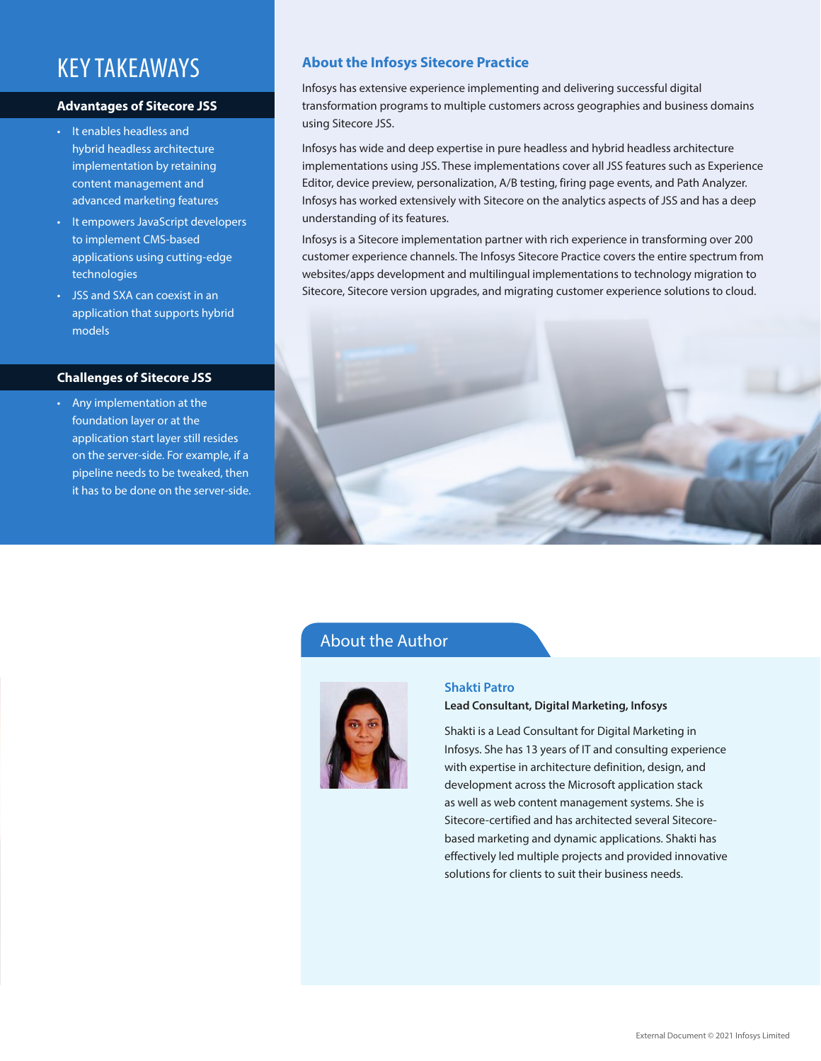# KEY TAKEAWAYS

### Advantages of Sitecore JSS

- It enables headless and hybrid headless architecture implementation by retaining content management and advanced marketing features
- It empowers JavaScript developers to implement CMS-based applications using cutting-edge technologies
- JSS and SXA can coexist in an application that supports hybrid models

### Challenges of Sitecore JSS

- Any implementation at the foundation layer or at the application start layer still resides on the server-side. For example, if a pipeline needs to be tweaked, then it has to be done on the server-side.

## About the Infosys Sitecore Practice

Infosys has extensive experience implementing and delivering successful digital transformation programs to multiple customers across geographies and business domains using Sitecore JSS.

Infosys has wide and deep expertise in pure headless and hybrid headless architecture implementations using JSS. These implementations cover all JSS features such as Experience Editor, device preview, personalization, A/B testing, firing page events, and Path Analyzer. Infosys has worked extensively with Sitecore on the analytics aspects of JSS and has a deep understanding of its features.

Infosys is a Sitecore implementation partner with rich experience in transforming over 200 customer experience channels. The Infosys Sitecore Practice covers the entire spectrum from websites/apps development and multilingual implementations to technology migration to Sitecore, Sitecore version upgrades, and migrating customer experience solutions to cloud.

## About the Author

**Shakti Patro**

**Lead Consultant, Digital Marketing, Infosys**

Shakti is a Lead Consultant for Digital Marketing in Infosys. She has 13 years of IT and consulting experience with expertise in architecture definition, design, and development across the Microsoft application stack as well as web content management systems. She is Sitecore-certified and has architected several Sitecore-based marketing and dynamic applications. Shakti has effectively led multiple projects and provided innovative solutions for clients to suit their business needs.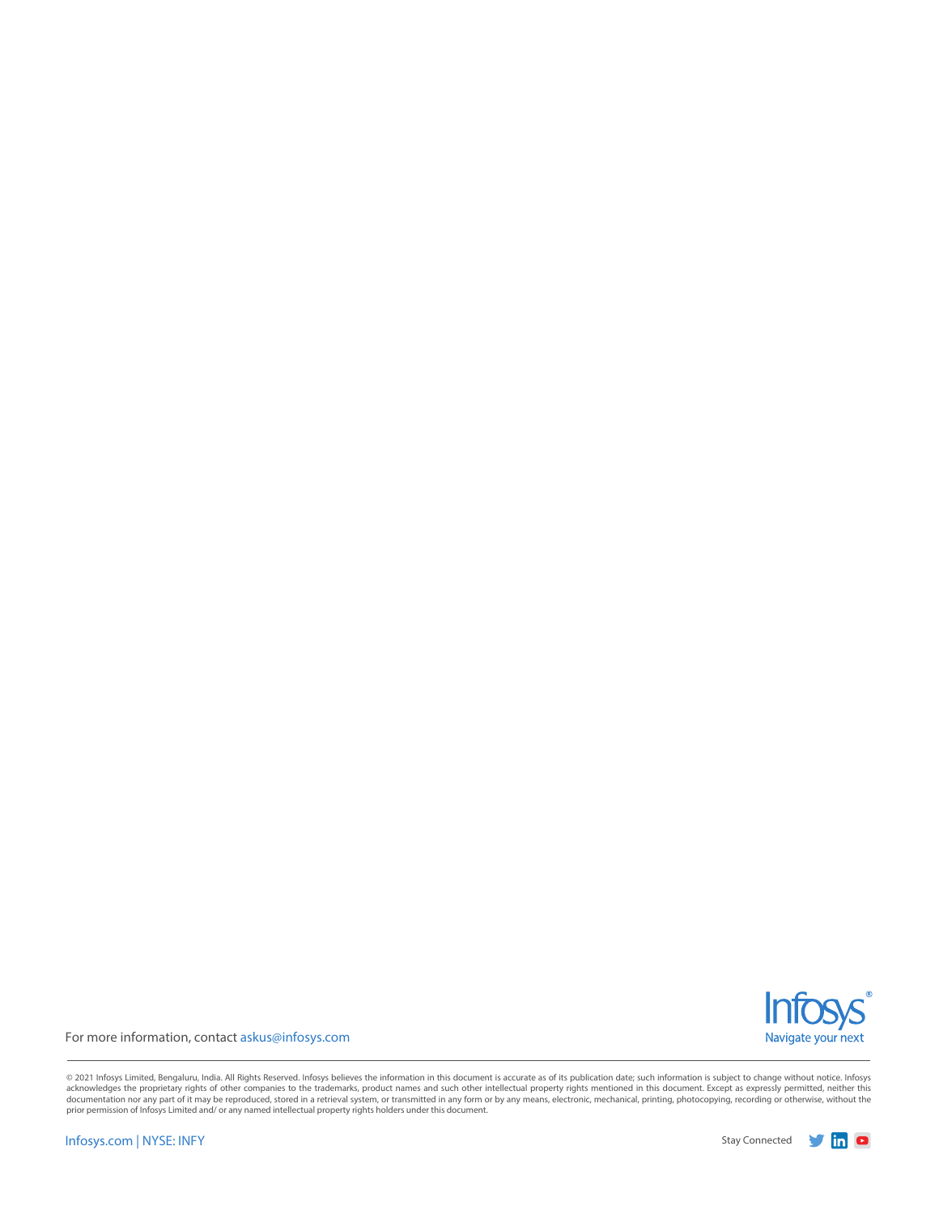For more information, contact askus@infosys.com

Infosys®
Navigate your next

© 2021 Infosys Limited, Bengaluru, India. All Rights Reserved. Infosys believes the information in this document is accurate as of its publication date; such information is subject to change without notice. Infosys acknowledges the proprietary rights of other companies to the trademarks, product names and such other intellectual property rights mentioned in this document. Except as expressly permitted, neither this documentation nor any part of it may be reproduced, stored in a retrieval system, or transmitted in any form or by any means, electronic, mechanical, printing, photocopying, recording or otherwise, without the prior permission of Infosys Limited and/ or any named intellectual property rights holders under this document.

Infosys.com | NYSE: INFY

Stay Connected